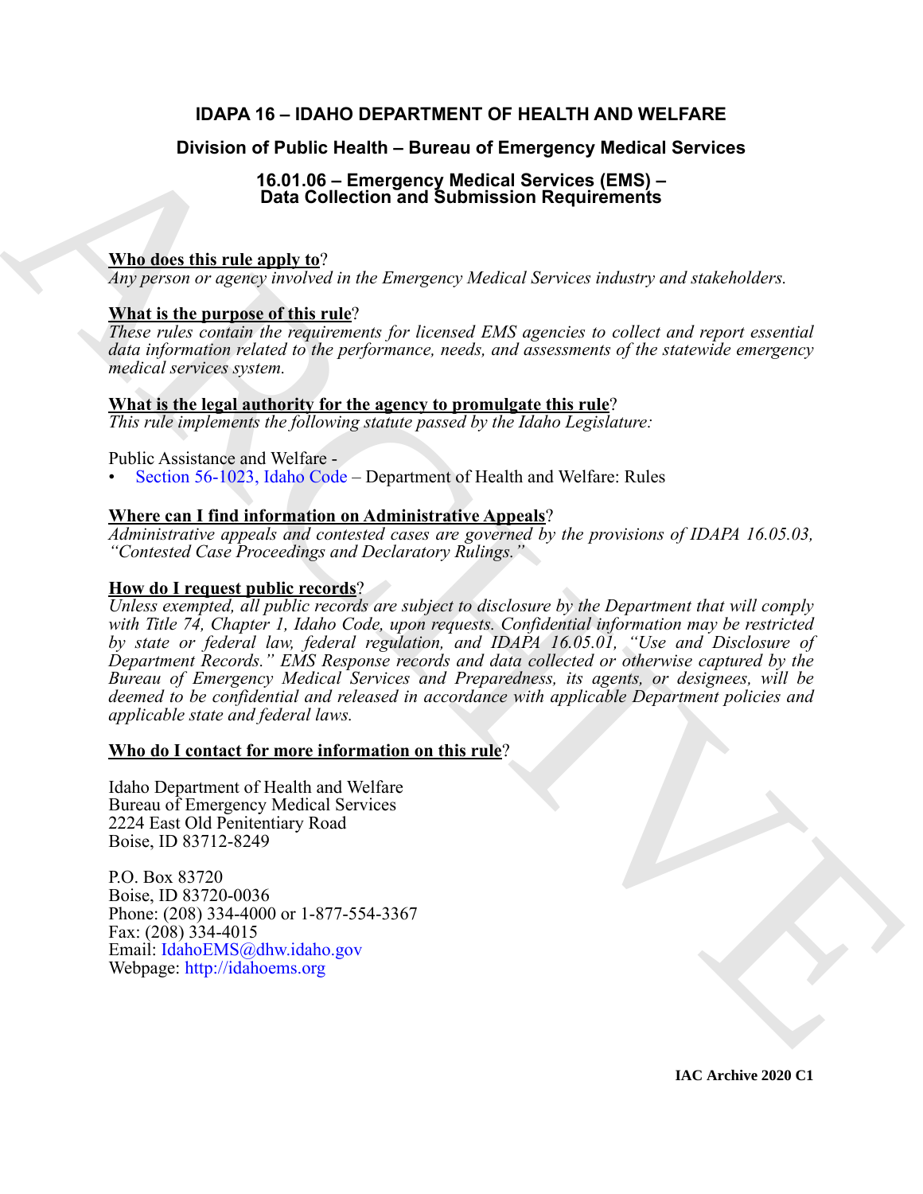# IDAPA 16 – IDAHO DEPARTMENT OF HEALTH AND WELFARE

## Division of Public Health – Bureau of Emergency Medical Services

### 16.01.06 – Emergency Medical Services (EMS) – Data Collection and Submission Requirements

**Who does this rule apply to**?
*Any person or agency involved in the Emergency Medical Services industry and stakeholders.*

**What is the purpose of this rule**?
*These rules contain the requirements for licensed EMS agencies to collect and report essential data information related to the performance, needs, and assessments of the statewide emergency medical services system.*

**What is the legal authority for the agency to promulgate this rule**?
*This rule implements the following statute passed by the Idaho Legislature:*

Public Assistance and Welfare -
- Section 56-1023, Idaho Code – Department of Health and Welfare: Rules

**Where can I find information on Administrative Appeals**?
*Administrative appeals and contested cases are governed by the provisions of IDAPA 16.05.03, "Contested Case Proceedings and Declaratory Rulings."*

**How do I request public records**?
*Unless exempted, all public records are subject to disclosure by the Department that will comply with Title 74, Chapter 1, Idaho Code, upon requests. Confidential information may be restricted by state or federal law, federal regulation, and IDAPA 16.05.01, "Use and Disclosure of Department Records." EMS Response records and data collected or otherwise captured by the Bureau of Emergency Medical Services and Preparedness, its agents, or designees, will be deemed to be confidential and released in accordance with applicable Department policies and applicable state and federal laws.*

**Who do I contact for more information on this rule**?

Idaho Department of Health and Welfare
Bureau of Emergency Medical Services
2224 East Old Penitentiary Road
Boise, ID 83712-8249

P.O. Box 83720
Boise, ID 83720-0036
Phone: (208) 334-4000 or 1-877-554-3367
Fax: (208) 334-4015
Email: IdahoEMS@dhw.idaho.gov
Webpage: http://idahoems.org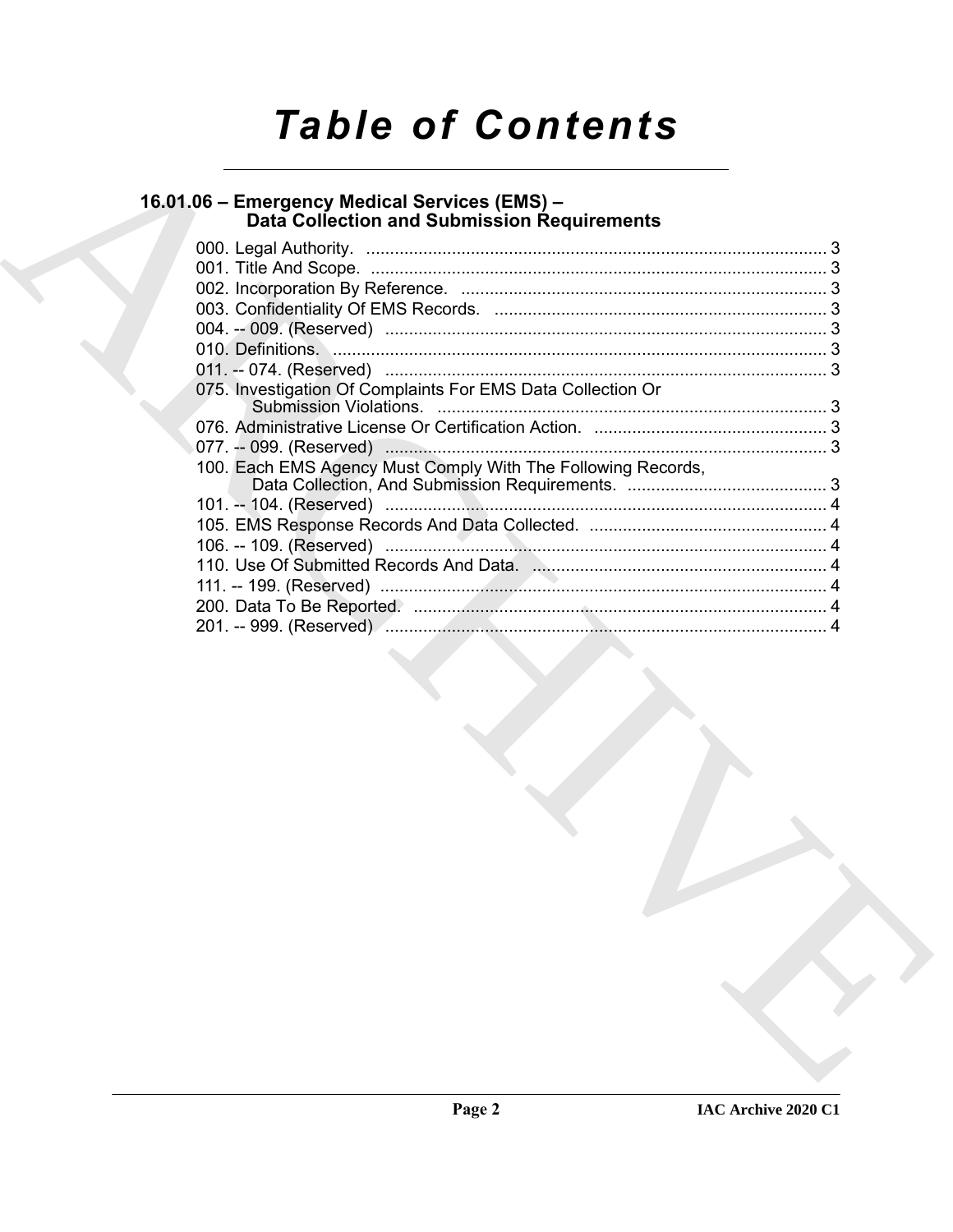# Table of Contents

## 16.01.06 – Emergency Medical Services (EMS) – Data Collection and Submission Requirements

000. Legal Authority. ........................................................................................... 3
001. Title And Scope. ............................................................................................ 3
002. Incorporation By Reference. .......................................................................... 3
003. Confidentiality Of EMS Records. ................................................................... 3
004. -- 009. (Reserved) .......................................................................................... 3
010. Definitions. .................................................................................................... 3
011. -- 074. (Reserved) .......................................................................................... 3
075. Investigation Of Complaints For EMS Data Collection Or Submission Violations. ............................................................................... 3
076. Administrative License Or Certification Action. .............................................. 3
077. -- 099. (Reserved) .......................................................................................... 3
100. Each EMS Agency Must Comply With The Following Records, Data Collection, And Submission Requirements. ........................................ 3
101. -- 104. (Reserved) .......................................................................................... 4
105. EMS Response Records And Data Collected. ............................................... 4
106. -- 109. (Reserved) .......................................................................................... 4
110. Use Of Submitted Records And Data. ............................................................ 4
111. -- 199. (Reserved) .......................................................................................... 4
200. Data To Be Reported. ..................................................................................... 4
201. -- 999. (Reserved) .......................................................................................... 4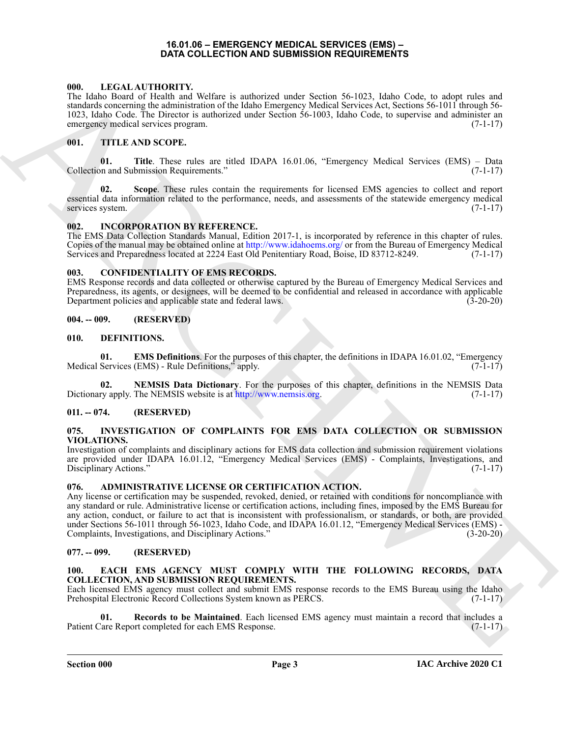# 16.01.06 – EMERGENCY MEDICAL SERVICES (EMS) – DATA COLLECTION AND SUBMISSION REQUIREMENTS

### 000. LEGAL AUTHORITY.

The Idaho Board of Health and Welfare is authorized under Section 56-1023, Idaho Code, to adopt rules and standards concerning the administration of the Idaho Emergency Medical Services Act, Sections 56-1011 through 56-1023, Idaho Code. The Director is authorized under Section 56-1003, Idaho Code, to supervise and administer an emergency medical services program. (7-1-17)

### 001. TITLE AND SCOPE.

**01. Title**. These rules are titled IDAPA 16.01.06, "Emergency Medical Services (EMS) – Data Collection and Submission Requirements." (7-1-17)

**02. Scope**. These rules contain the requirements for licensed EMS agencies to collect and report essential data information related to the performance, needs, and assessments of the statewide emergency medical services system. (7-1-17)

### 002. INCORPORATION BY REFERENCE.

The EMS Data Collection Standards Manual, Edition 2017-1, is incorporated by reference in this chapter of rules. Copies of the manual may be obtained online at http://www.idahoems.org/ or from the Bureau of Emergency Medical Services and Preparedness located at 2224 East Old Penitentiary Road, Boise, ID 83712-8249. (7-1-17)

### 003. CONFIDENTIALITY OF EMS RECORDS.

EMS Response records and data collected or otherwise captured by the Bureau of Emergency Medical Services and Preparedness, its agents, or designees, will be deemed to be confidential and released in accordance with applicable Department policies and applicable state and federal laws. (3-20-20)

### 004. -- 009. (RESERVED)

### 010. DEFINITIONS.

**01. EMS Definitions**. For the purposes of this chapter, the definitions in IDAPA 16.01.02, "Emergency Medical Services (EMS) - Rule Definitions," apply. (7-1-17)

**02. NEMSIS Data Dictionary**. For the purposes of this chapter, definitions in the NEMSIS Data Dictionary apply. The NEMSIS website is at http://www.nemsis.org. (7-1-17)

### 011. -- 074. (RESERVED)

### 075. INVESTIGATION OF COMPLAINTS FOR EMS DATA COLLECTION OR SUBMISSION VIOLATIONS.

Investigation of complaints and disciplinary actions for EMS data collection and submission requirement violations are provided under IDAPA 16.01.12, "Emergency Medical Services (EMS) - Complaints, Investigations, and Disciplinary Actions." (7-1-17)

### 076. ADMINISTRATIVE LICENSE OR CERTIFICATION ACTION.

Any license or certification may be suspended, revoked, denied, or retained with conditions for noncompliance with any standard or rule. Administrative license or certification actions, including fines, imposed by the EMS Bureau for any action, conduct, or failure to act that is inconsistent with professionalism, or standards, or both, are provided under Sections 56-1011 through 56-1023, Idaho Code, and IDAPA 16.01.12, "Emergency Medical Services (EMS) - Complaints, Investigations, and Disciplinary Actions." (3-20-20)

### 077. -- 099. (RESERVED)

### 100. EACH EMS AGENCY MUST COMPLY WITH THE FOLLOWING RECORDS, DATA COLLECTION, AND SUBMISSION REQUIREMENTS.

Each licensed EMS agency must collect and submit EMS response records to the EMS Bureau using the Idaho Prehospital Electronic Record Collections System known as PERCS. (7-1-17)

**01. Records to be Maintained**. Each licensed EMS agency must maintain a record that includes a Patient Care Report completed for each EMS Response. (7-1-17)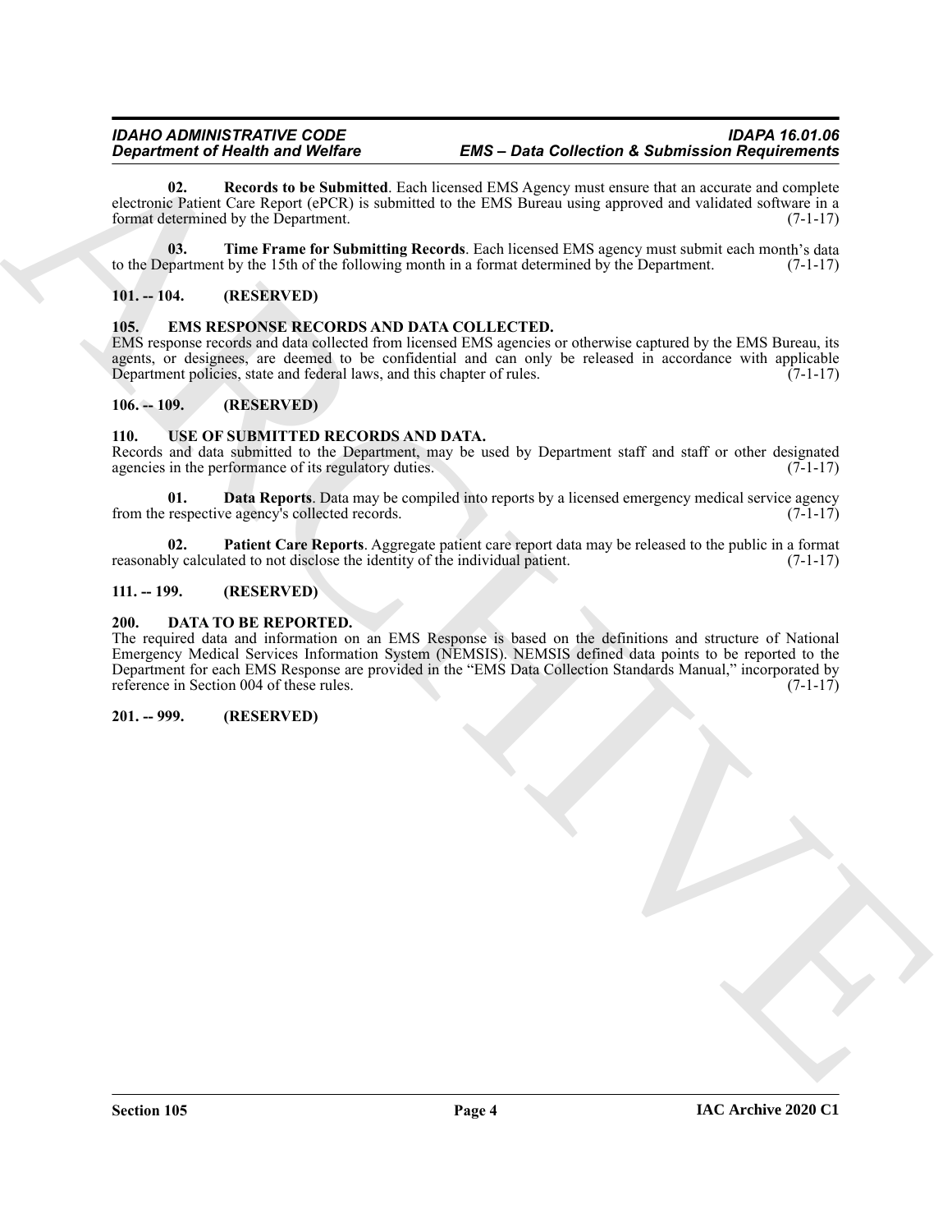**02. Records to be Submitted**. Each licensed EMS Agency must ensure that an accurate and complete electronic Patient Care Report (ePCR) is submitted to the EMS Bureau using approved and validated software in a format determined by the Department. (7-1-17)

**03. Time Frame for Submitting Records**. Each licensed EMS agency must submit each month's data to the Department by the 15th of the following month in a format determined by the Department. (7-1-17)

## 101. -- 104. (RESERVED)

## 105. EMS RESPONSE RECORDS AND DATA COLLECTED.

EMS response records and data collected from licensed EMS agencies or otherwise captured by the EMS Bureau, its agents, or designees, are deemed to be confidential and can only be released in accordance with applicable Department policies, state and federal laws, and this chapter of rules. (7-1-17)

## 106. -- 109. (RESERVED)

## 110. USE OF SUBMITTED RECORDS AND DATA.

Records and data submitted to the Department, may be used by Department staff and staff or other designated agencies in the performance of its regulatory duties. (7-1-17)

**01. Data Reports**. Data may be compiled into reports by a licensed emergency medical service agency from the respective agency's collected records. (7-1-17)

**02. Patient Care Reports**. Aggregate patient care report data may be released to the public in a format reasonably calculated to not disclose the identity of the individual patient. (7-1-17)

## 111. -- 199. (RESERVED)

## 200. DATA TO BE REPORTED.

The required data and information on an EMS Response is based on the definitions and structure of National Emergency Medical Services Information System (NEMSIS). NEMSIS defined data points to be reported to the Department for each EMS Response are provided in the "EMS Data Collection Standards Manual," incorporated by reference in Section 004 of these rules. (7-1-17)

## 201. -- 999. (RESERVED)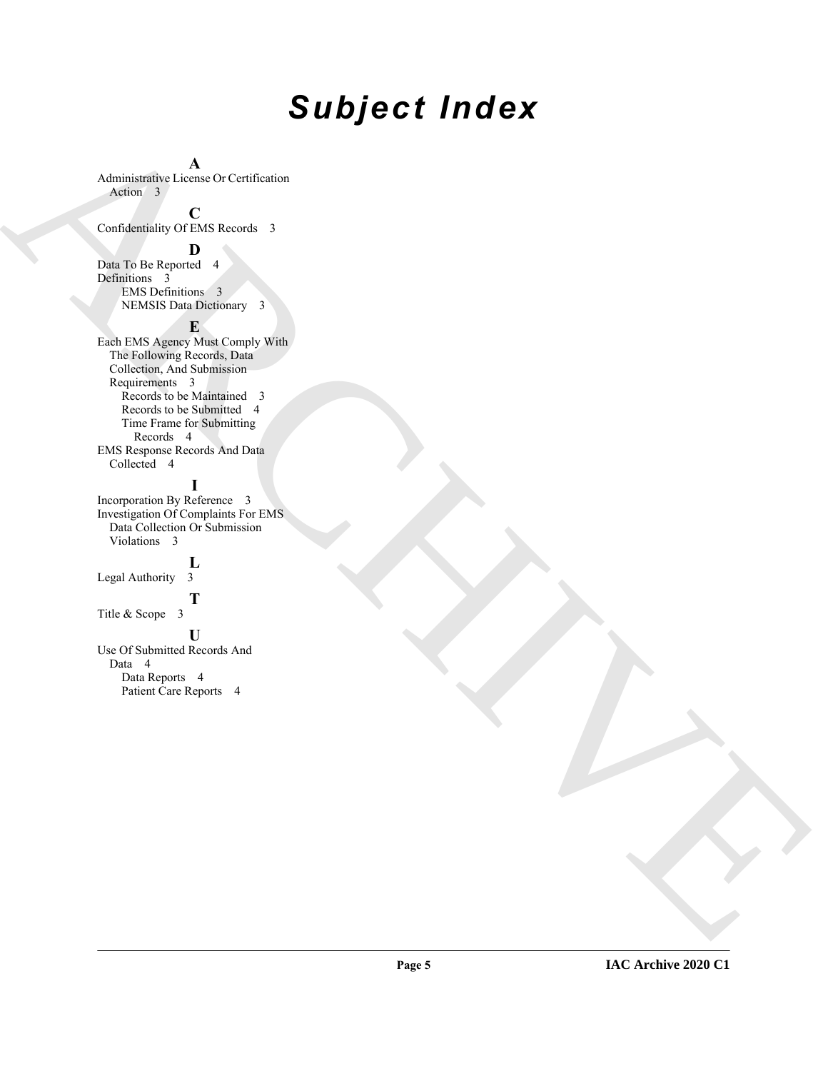# Subject Index

**A**

Administrative License Or Certification Action 3

**C**

Confidentiality Of EMS Records 3

**D**

Data To Be Reported 4

Definitions 3

- EMS Definitions 3
- NEMSIS Data Dictionary 3

**E**

Each EMS Agency Must Comply With The Following Records, Data Collection, And Submission Requirements 3

- Records to be Maintained 3
- Records to be Submitted 4
- Time Frame for Submitting Records 4

EMS Response Records And Data Collected 4

**I**

Incorporation By Reference 3

Investigation Of Complaints For EMS Data Collection Or Submission Violations 3

**L**

Legal Authority 3

**T**

Title & Scope 3

**U**

Use Of Submitted Records And Data 4

- Data Reports 4
- Patient Care Reports 4